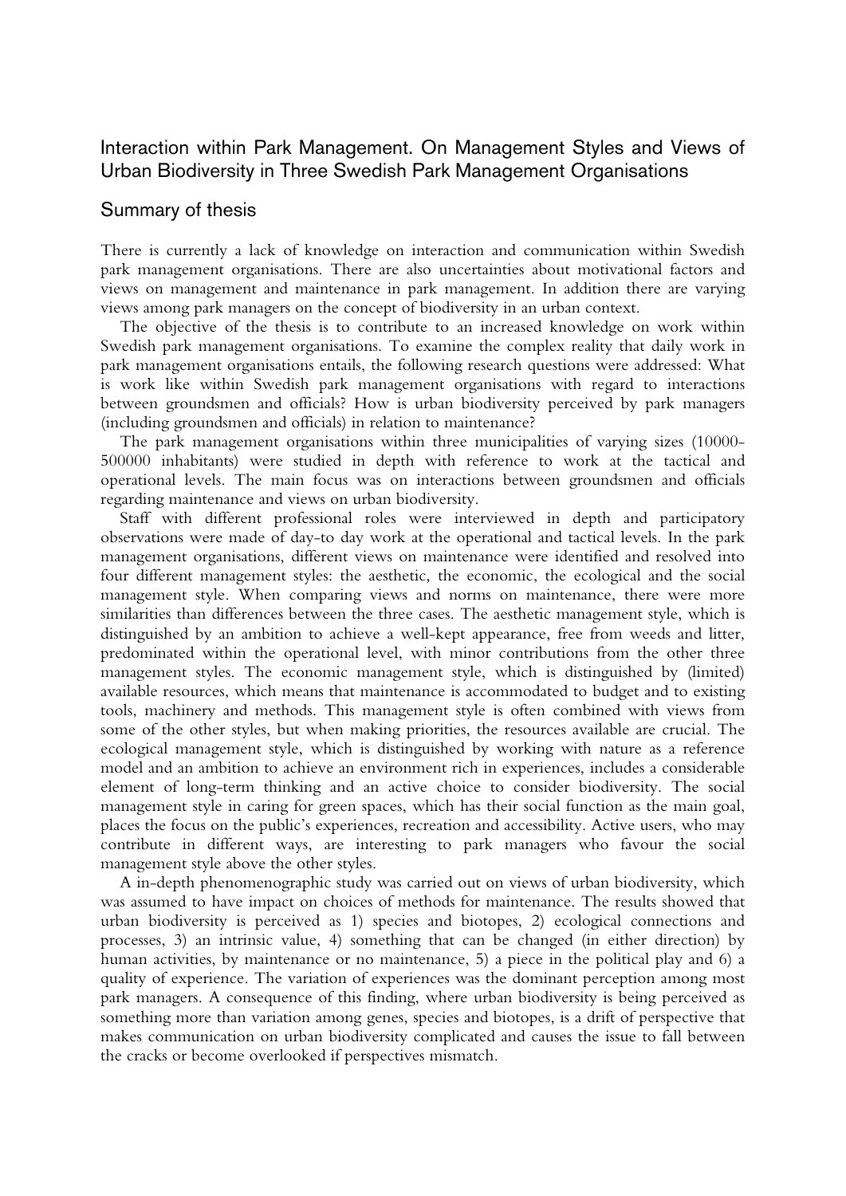# Interaction within Park Management. On Management Styles and Views of Urban Biodiversity in Three Swedish Park Management Organisations

## Summary of thesis

There is currently a lack of knowledge on interaction and communication within Swedish park management organisations. There are also uncertainties about motivational factors and views on management and maintenance in park management. In addition there are varying views among park managers on the concept of biodiversity in an urban context.

The objective of the thesis is to contribute to an increased knowledge on work within Swedish park management organisations. To examine the complex reality that daily work in park management organisations entails, the following research questions were addressed: What is work like within Swedish park management organisations with regard to interactions between groundsmen and officials? How is urban biodiversity perceived by park managers (including groundsmen and officials) in relation to maintenance?

The park management organisations within three municipalities of varying sizes (10000-500000 inhabitants) were studied in depth with reference to work at the tactical and operational levels. The main focus was on interactions between groundsmen and officials regarding maintenance and views on urban biodiversity.

Staff with different professional roles were interviewed in depth and participatory observations were made of day-to day work at the operational and tactical levels. In the park management organisations, different views on maintenance were identified and resolved into four different management styles: the aesthetic, the economic, the ecological and the social management style. When comparing views and norms on maintenance, there were more similarities than differences between the three cases. The aesthetic management style, which is distinguished by an ambition to achieve a well-kept appearance, free from weeds and litter, predominated within the operational level, with minor contributions from the other three management styles. The economic management style, which is distinguished by (limited) available resources, which means that maintenance is accommodated to budget and to existing tools, machinery and methods. This management style is often combined with views from some of the other styles, but when making priorities, the resources available are crucial. The ecological management style, which is distinguished by working with nature as a reference model and an ambition to achieve an environment rich in experiences, includes a considerable element of long-term thinking and an active choice to consider biodiversity. The social management style in caring for green spaces, which has their social function as the main goal, places the focus on the public's experiences, recreation and accessibility. Active users, who may contribute in different ways, are interesting to park managers who favour the social management style above the other styles.

A in-depth phenomenographic study was carried out on views of urban biodiversity, which was assumed to have impact on choices of methods for maintenance. The results showed that urban biodiversity is perceived as 1) species and biotopes, 2) ecological connections and processes, 3) an intrinsic value, 4) something that can be changed (in either direction) by human activities, by maintenance or no maintenance, 5) a piece in the political play and 6) a quality of experience. The variation of experiences was the dominant perception among most park managers. A consequence of this finding, where urban biodiversity is being perceived as something more than variation among genes, species and biotopes, is a drift of perspective that makes communication on urban biodiversity complicated and causes the issue to fall between the cracks or become overlooked if perspectives mismatch.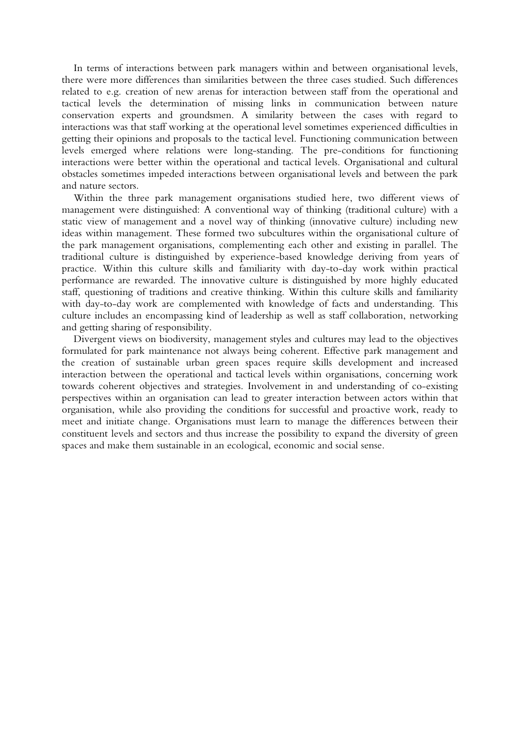In terms of interactions between park managers within and between organisational levels, there were more differences than similarities between the three cases studied. Such differences related to e.g. creation of new arenas for interaction between staff from the operational and tactical levels the determination of missing links in communication between nature conservation experts and groundsmen. A similarity between the cases with regard to interactions was that staff working at the operational level sometimes experienced difficulties in getting their opinions and proposals to the tactical level. Functioning communication between levels emerged where relations were long-standing. The pre-conditions for functioning interactions were better within the operational and tactical levels. Organisational and cultural obstacles sometimes impeded interactions between organisational levels and between the park and nature sectors.

Within the three park management organisations studied here, two different views of management were distinguished: A conventional way of thinking (traditional culture) with a static view of management and a novel way of thinking (innovative culture) including new ideas within management. These formed two subcultures within the organisational culture of the park management organisations, complementing each other and existing in parallel. The traditional culture is distinguished by experience-based knowledge deriving from years of practice. Within this culture skills and familiarity with day-to-day work within practical performance are rewarded. The innovative culture is distinguished by more highly educated staff, questioning of traditions and creative thinking. Within this culture skills and familiarity with day-to-day work are complemented with knowledge of facts and understanding. This culture includes an encompassing kind of leadership as well as staff collaboration, networking and getting sharing of responsibility.

Divergent views on biodiversity, management styles and cultures may lead to the objectives formulated for park maintenance not always being coherent. Effective park management and the creation of sustainable urban green spaces require skills development and increased interaction between the operational and tactical levels within organisations, concerning work towards coherent objectives and strategies. Involvement in and understanding of co-existing perspectives within an organisation can lead to greater interaction between actors within that organisation, while also providing the conditions for successful and proactive work, ready to meet and initiate change. Organisations must learn to manage the differences between their constituent levels and sectors and thus increase the possibility to expand the diversity of green spaces and make them sustainable in an ecological, economic and social sense.